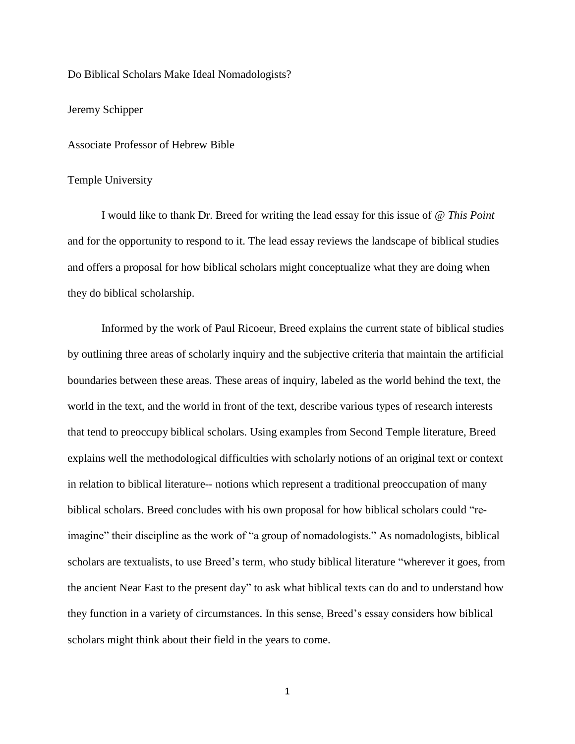# Do Biblical Scholars Make Ideal Nomadologists?

Jeremy Schipper

Associate Professor of Hebrew Bible

Temple University

I would like to thank Dr. Breed for writing the lead essay for this issue of *@ This Point* and for the opportunity to respond to it. The lead essay reviews the landscape of biblical studies and offers a proposal for how biblical scholars might conceptualize what they are doing when they do biblical scholarship.

Informed by the work of Paul Ricoeur, Breed explains the current state of biblical studies by outlining three areas of scholarly inquiry and the subjective criteria that maintain the artificial boundaries between these areas. These areas of inquiry, labeled as the world behind the text, the world in the text, and the world in front of the text, describe various types of research interests that tend to preoccupy biblical scholars. Using examples from Second Temple literature, Breed explains well the methodological difficulties with scholarly notions of an original text or context in relation to biblical literature-- notions which represent a traditional preoccupation of many biblical scholars. Breed concludes with his own proposal for how biblical scholars could "re-imagine" their discipline as the work of "a group of nomadologists." As nomadologists, biblical scholars are textualists, to use Breed's term, who study biblical literature "wherever it goes, from the ancient Near East to the present day" to ask what biblical texts can do and to understand how they function in a variety of circumstances. In this sense, Breed's essay considers how biblical scholars might think about their field in the years to come.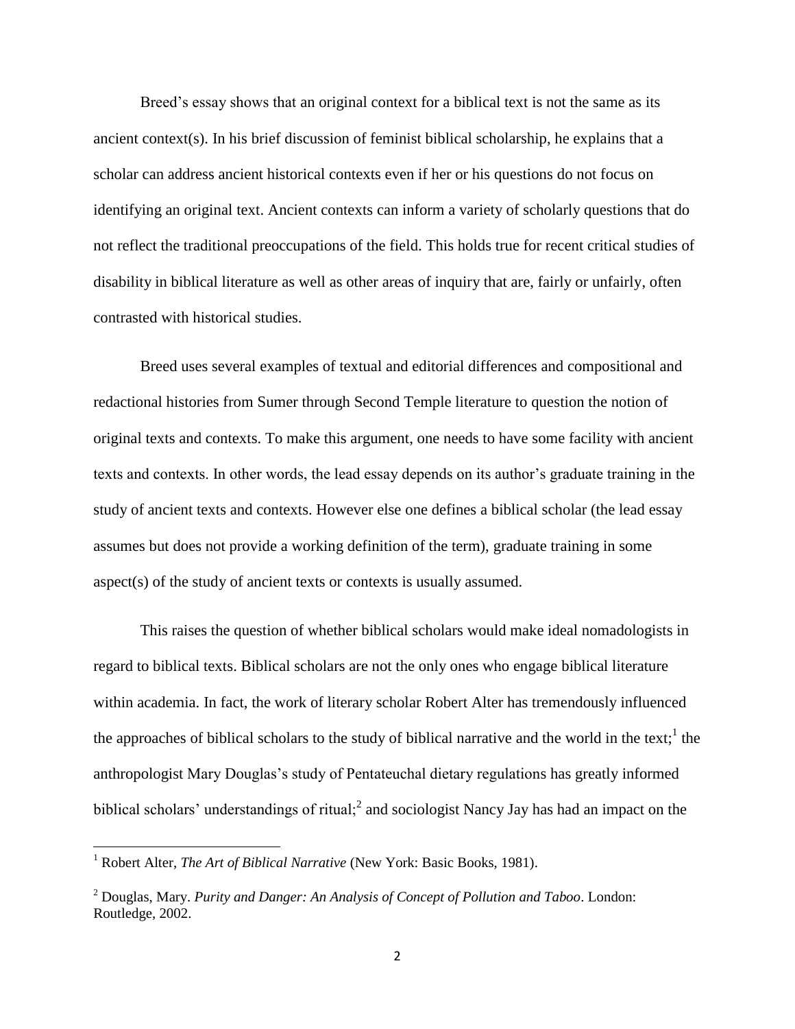Breed's essay shows that an original context for a biblical text is not the same as its ancient context(s). In his brief discussion of feminist biblical scholarship, he explains that a scholar can address ancient historical contexts even if her or his questions do not focus on identifying an original text. Ancient contexts can inform a variety of scholarly questions that do not reflect the traditional preoccupations of the field. This holds true for recent critical studies of disability in biblical literature as well as other areas of inquiry that are, fairly or unfairly, often contrasted with historical studies.

Breed uses several examples of textual and editorial differences and compositional and redactional histories from Sumer through Second Temple literature to question the notion of original texts and contexts. To make this argument, one needs to have some facility with ancient texts and contexts. In other words, the lead essay depends on its author's graduate training in the study of ancient texts and contexts. However else one defines a biblical scholar (the lead essay assumes but does not provide a working definition of the term), graduate training in some aspect(s) of the study of ancient texts or contexts is usually assumed.

This raises the question of whether biblical scholars would make ideal nomadologists in regard to biblical texts. Biblical scholars are not the only ones who engage biblical literature within academia. In fact, the work of literary scholar Robert Alter has tremendously influenced the approaches of biblical scholars to the study of biblical narrative and the world in the text;[1] the anthropologist Mary Douglas's study of Pentateuchal dietary regulations has greatly informed biblical scholars' understandings of ritual;[2] and sociologist Nancy Jay has had an impact on the

---

[1] Robert Alter, *The Art of Biblical Narrative* (New York: Basic Books, 1981).

[2] Douglas, Mary. *Purity and Danger: An Analysis of Concept of Pollution and Taboo*. London: Routledge, 2002.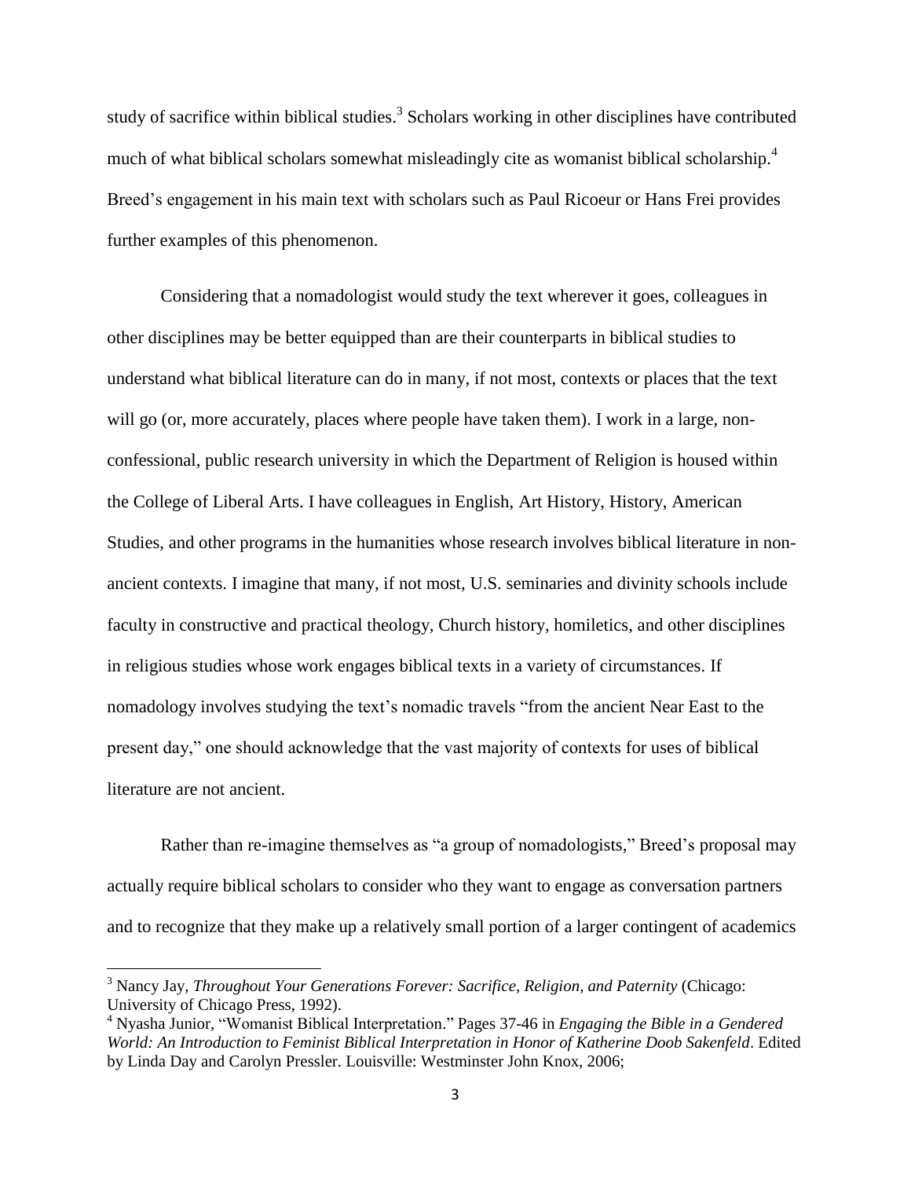study of sacrifice within biblical studies.[3] Scholars working in other disciplines have contributed much of what biblical scholars somewhat misleadingly cite as womanist biblical scholarship.[4] Breed's engagement in his main text with scholars such as Paul Ricoeur or Hans Frei provides further examples of this phenomenon.

Considering that a nomadologist would study the text wherever it goes, colleagues in other disciplines may be better equipped than are their counterparts in biblical studies to understand what biblical literature can do in many, if not most, contexts or places that the text will go (or, more accurately, places where people have taken them). I work in a large, non-confessional, public research university in which the Department of Religion is housed within the College of Liberal Arts. I have colleagues in English, Art History, History, American Studies, and other programs in the humanities whose research involves biblical literature in non-ancient contexts. I imagine that many, if not most, U.S. seminaries and divinity schools include faculty in constructive and practical theology, Church history, homiletics, and other disciplines in religious studies whose work engages biblical texts in a variety of circumstances. If nomadology involves studying the text's nomadic travels "from the ancient Near East to the present day," one should acknowledge that the vast majority of contexts for uses of biblical literature are not ancient.

Rather than re-imagine themselves as "a group of nomadologists," Breed's proposal may actually require biblical scholars to consider who they want to engage as conversation partners and to recognize that they make up a relatively small portion of a larger contingent of academics

---

[3] Nancy Jay, *Throughout Your Generations Forever: Sacrifice, Religion, and Paternity* (Chicago: University of Chicago Press, 1992).

[4] Nyasha Junior, "Womanist Biblical Interpretation." Pages 37-46 in *Engaging the Bible in a Gendered World: An Introduction to Feminist Biblical Interpretation in Honor of Katherine Doob Sakenfeld*. Edited by Linda Day and Carolyn Pressler. Louisville: Westminster John Knox, 2006;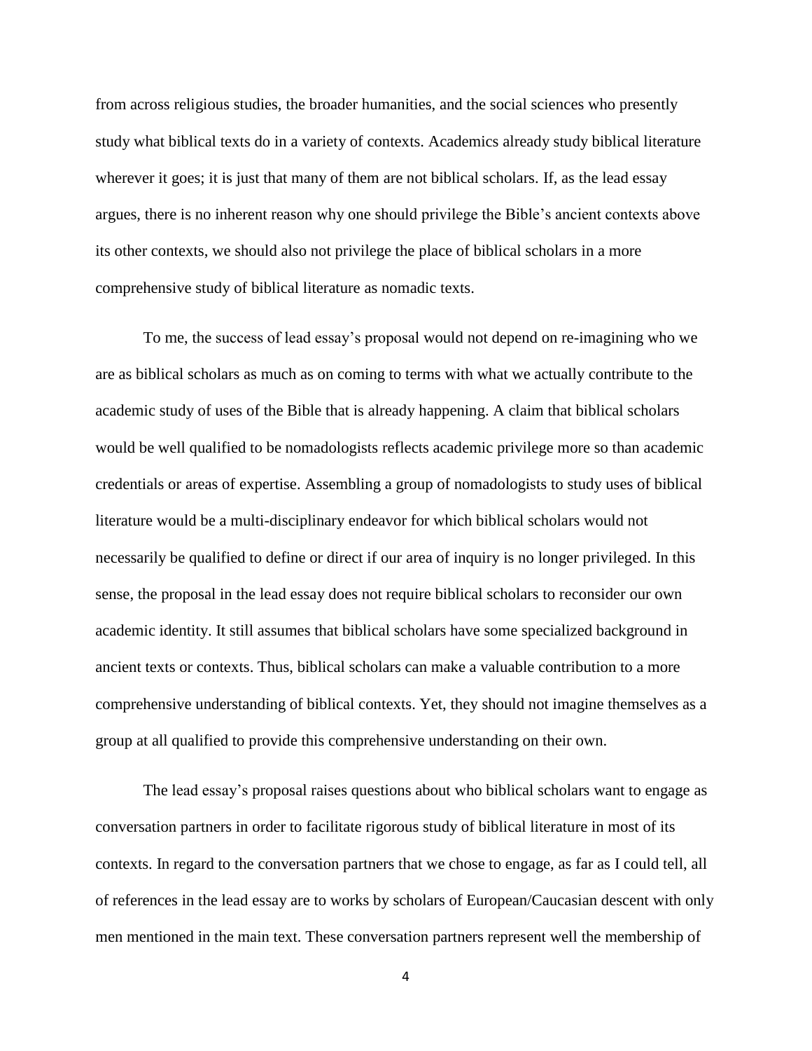from across religious studies, the broader humanities, and the social sciences who presently study what biblical texts do in a variety of contexts. Academics already study biblical literature wherever it goes; it is just that many of them are not biblical scholars. If, as the lead essay argues, there is no inherent reason why one should privilege the Bible's ancient contexts above its other contexts, we should also not privilege the place of biblical scholars in a more comprehensive study of biblical literature as nomadic texts.

To me, the success of lead essay's proposal would not depend on re-imagining who we are as biblical scholars as much as on coming to terms with what we actually contribute to the academic study of uses of the Bible that is already happening. A claim that biblical scholars would be well qualified to be nomadologists reflects academic privilege more so than academic credentials or areas of expertise. Assembling a group of nomadologists to study uses of biblical literature would be a multi-disciplinary endeavor for which biblical scholars would not necessarily be qualified to define or direct if our area of inquiry is no longer privileged. In this sense, the proposal in the lead essay does not require biblical scholars to reconsider our own academic identity. It still assumes that biblical scholars have some specialized background in ancient texts or contexts. Thus, biblical scholars can make a valuable contribution to a more comprehensive understanding of biblical contexts. Yet, they should not imagine themselves as a group at all qualified to provide this comprehensive understanding on their own.

The lead essay's proposal raises questions about who biblical scholars want to engage as conversation partners in order to facilitate rigorous study of biblical literature in most of its contexts. In regard to the conversation partners that we chose to engage, as far as I could tell, all of references in the lead essay are to works by scholars of European/Caucasian descent with only men mentioned in the main text. These conversation partners represent well the membership of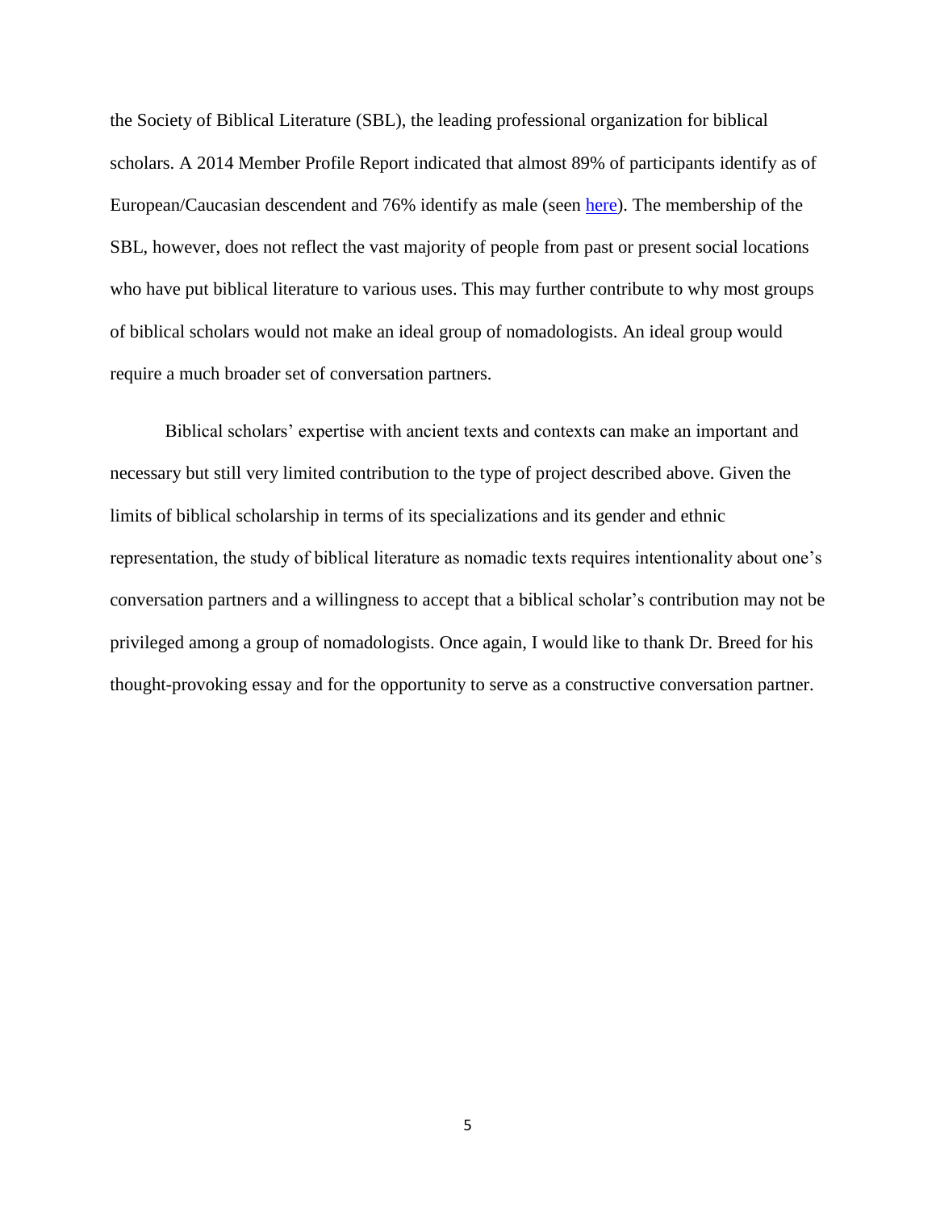the Society of Biblical Literature (SBL), the leading professional organization for biblical scholars. A 2014 Member Profile Report indicated that almost 89% of participants identify as of European/Caucasian descendent and 76% identify as male (seen here). The membership of the SBL, however, does not reflect the vast majority of people from past or present social locations who have put biblical literature to various uses. This may further contribute to why most groups of biblical scholars would not make an ideal group of nomadologists. An ideal group would require a much broader set of conversation partners.

Biblical scholars' expertise with ancient texts and contexts can make an important and necessary but still very limited contribution to the type of project described above. Given the limits of biblical scholarship in terms of its specializations and its gender and ethnic representation, the study of biblical literature as nomadic texts requires intentionality about one's conversation partners and a willingness to accept that a biblical scholar's contribution may not be privileged among a group of nomadologists. Once again, I would like to thank Dr. Breed for his thought-provoking essay and for the opportunity to serve as a constructive conversation partner.